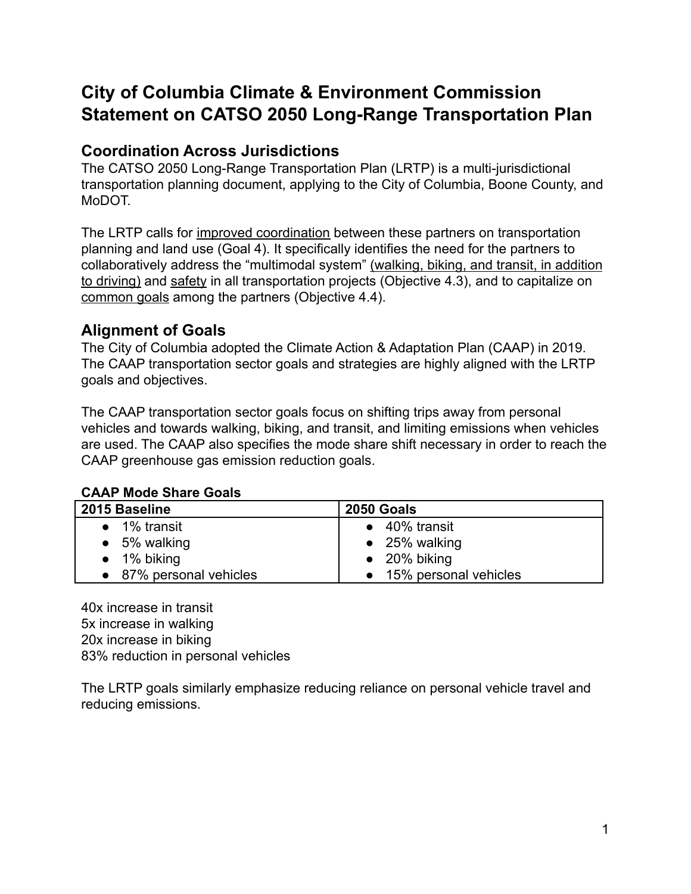# City of Columbia Climate & Environment Commission Statement on CATSO 2050 Long-Range Transportation Plan

## Coordination Across Jurisdictions

The CATSO 2050 Long-Range Transportation Plan (LRTP) is a multi-jurisdictional transportation planning document, applying to the City of Columbia, Boone County, and MoDOT.

The LRTP calls for improved coordination between these partners on transportation planning and land use (Goal 4). It specifically identifies the need for the partners to collaboratively address the "multimodal system" (walking, biking, and transit, in addition to driving) and safety in all transportation projects (Objective 4.3), and to capitalize on common goals among the partners (Objective 4.4).

## Alignment of Goals

The City of Columbia adopted the Climate Action & Adaptation Plan (CAAP) in 2019. The CAAP transportation sector goals and strategies are highly aligned with the LRTP goals and objectives.

The CAAP transportation sector goals focus on shifting trips away from personal vehicles and towards walking, biking, and transit, and limiting emissions when vehicles are used. The CAAP also specifies the mode share shift necessary in order to reach the CAAP greenhouse gas emission reduction goals.

**CAAP Mode Share Goals**

| 2015 Baseline | 2050 Goals |
|---|---|
| • 1% transit<br>• 5% walking<br>• 1% biking<br>• 87% personal vehicles | • 40% transit<br>• 25% walking<br>• 20% biking<br>• 15% personal vehicles |

40x increase in transit
5x increase in walking
20x increase in biking
83% reduction in personal vehicles

The LRTP goals similarly emphasize reducing reliance on personal vehicle travel and reducing emissions.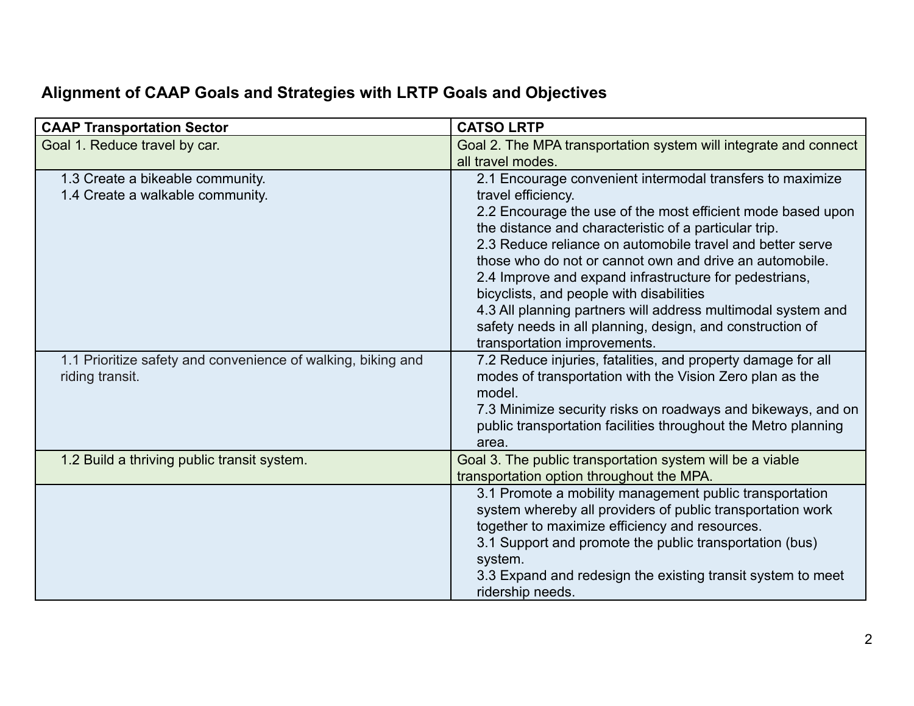## Alignment of CAAP Goals and Strategies with LRTP Goals and Objectives

| CAAP Transportation Sector | CATSO LRTP |
| --- | --- |
| Goal 1. Reduce travel by car. | Goal 2. The MPA transportation system will integrate and connect all travel modes. |
| 1.3 Create a bikeable community.<br>1.4 Create a walkable community. | 2.1 Encourage convenient intermodal transfers to maximize travel efficiency.<br>2.2 Encourage the use of the most efficient mode based upon the distance and characteristic of a particular trip.<br>2.3 Reduce reliance on automobile travel and better serve those who do not or cannot own and drive an automobile.<br>2.4 Improve and expand infrastructure for pedestrians, bicyclists, and people with disabilities<br>4.3 All planning partners will address multimodal system and safety needs in all planning, design, and construction of transportation improvements. |
| 1.1 Prioritize safety and convenience of walking, biking and riding transit. | 7.2 Reduce injuries, fatalities, and property damage for all modes of transportation with the Vision Zero plan as the model.<br>7.3 Minimize security risks on roadways and bikeways, and on public transportation facilities throughout the Metro planning area. |
| 1.2 Build a thriving public transit system. | Goal 3. The public transportation system will be a viable transportation option throughout the MPA. |
| | 3.1 Promote a mobility management public transportation system whereby all providers of public transportation work together to maximize efficiency and resources.<br>3.1 Support and promote the public transportation (bus) system.<br>3.3 Expand and redesign the existing transit system to meet ridership needs. |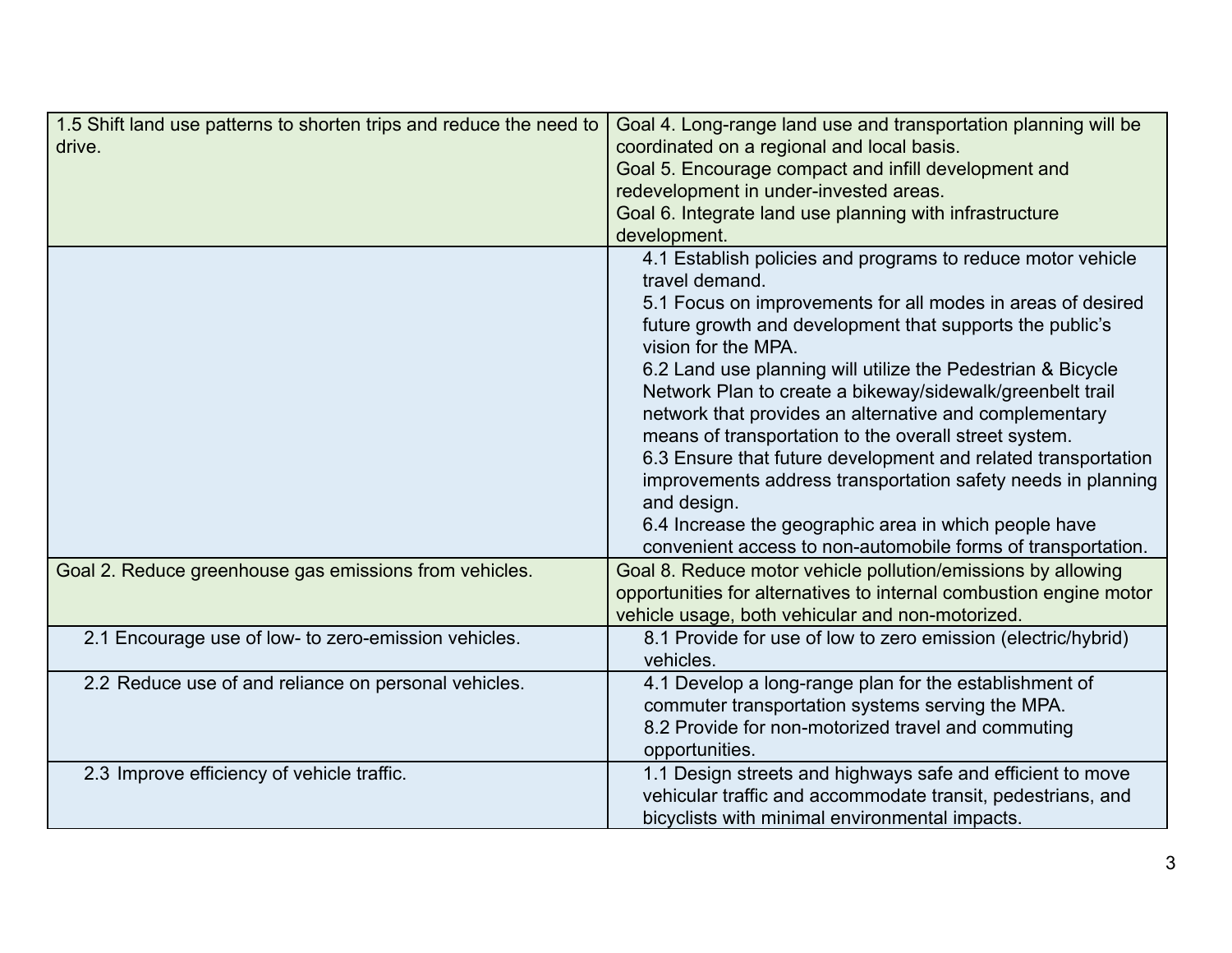| | |
|---|---|
| 1.5 Shift land use patterns to shorten trips and reduce the need to drive. | Goal 4. Long-range land use and transportation planning will be coordinated on a regional and local basis.<br>Goal 5. Encourage compact and infill development and redevelopment in under-invested areas.<br>Goal 6. Integrate land use planning with infrastructure development. |
| | 4.1 Establish policies and programs to reduce motor vehicle travel demand.<br>5.1 Focus on improvements for all modes in areas of desired future growth and development that supports the public's vision for the MPA.<br>6.2 Land use planning will utilize the Pedestrian & Bicycle Network Plan to create a bikeway/sidewalk/greenbelt trail network that provides an alternative and complementary means of transportation to the overall street system.<br>6.3 Ensure that future development and related transportation improvements address transportation safety needs in planning and design.<br>6.4 Increase the geographic area in which people have convenient access to non-automobile forms of transportation. |
| Goal 2. Reduce greenhouse gas emissions from vehicles. | Goal 8. Reduce motor vehicle pollution/emissions by allowing opportunities for alternatives to internal combustion engine motor vehicle usage, both vehicular and non-motorized. |
| 2.1 Encourage use of low- to zero-emission vehicles. | 8.1 Provide for use of low to zero emission (electric/hybrid) vehicles. |
| 2.2 Reduce use of and reliance on personal vehicles. | 4.1 Develop a long-range plan for the establishment of commuter transportation systems serving the MPA.<br>8.2 Provide for non-motorized travel and commuting opportunities. |
| 2.3 Improve efficiency of vehicle traffic. | 1.1 Design streets and highways safe and efficient to move vehicular traffic and accommodate transit, pedestrians, and bicyclists with minimal environmental impacts. |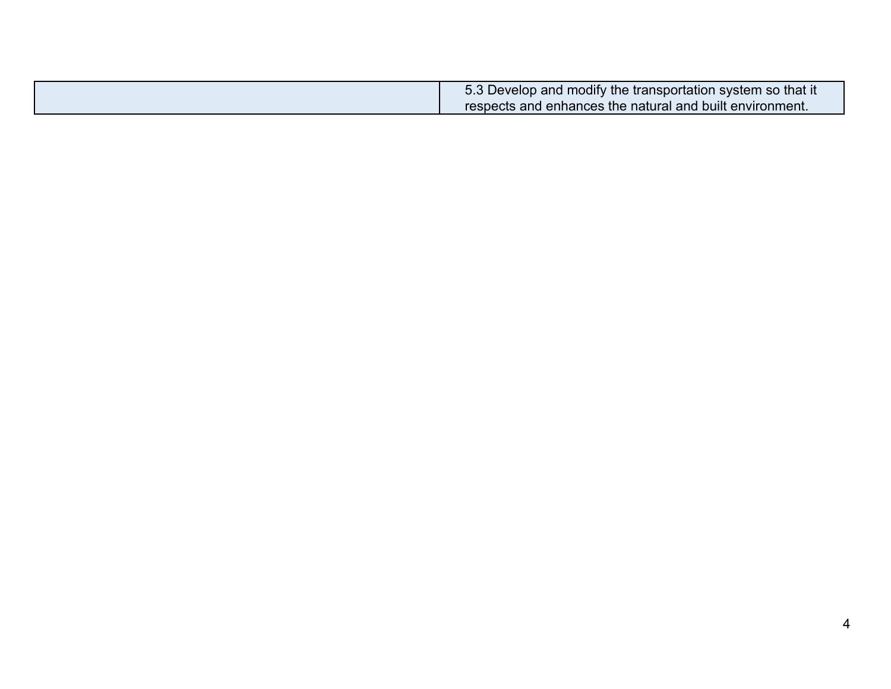| | |
|---|---|
| | 5.3 Develop and modify the transportation system so that it respects and enhances the natural and built environment. |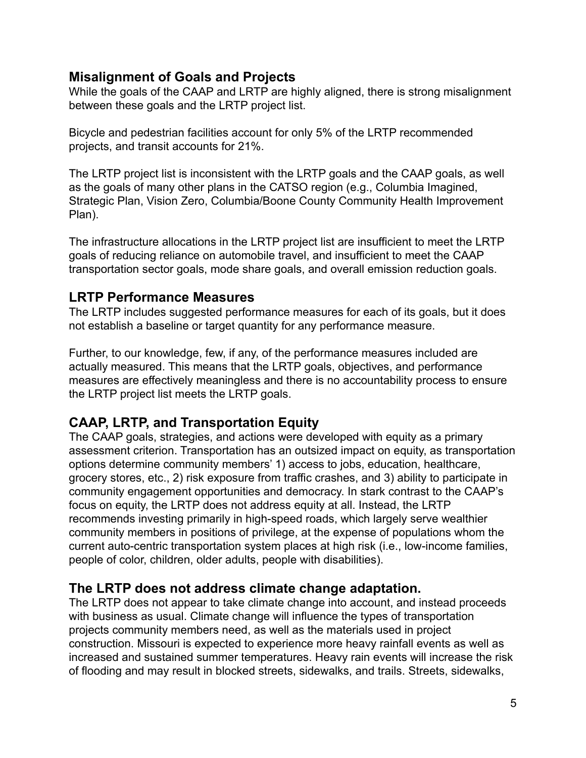## Misalignment of Goals and Projects

While the goals of the CAAP and LRTP are highly aligned, there is strong misalignment between these goals and the LRTP project list.

Bicycle and pedestrian facilities account for only 5% of the LRTP recommended projects, and transit accounts for 21%.

The LRTP project list is inconsistent with the LRTP goals and the CAAP goals, as well as the goals of many other plans in the CATSO region (e.g., Columbia Imagined, Strategic Plan, Vision Zero, Columbia/Boone County Community Health Improvement Plan).

The infrastructure allocations in the LRTP project list are insufficient to meet the LRTP goals of reducing reliance on automobile travel, and insufficient to meet the CAAP transportation sector goals, mode share goals, and overall emission reduction goals.

## LRTP Performance Measures

The LRTP includes suggested performance measures for each of its goals, but it does not establish a baseline or target quantity for any performance measure.

Further, to our knowledge, few, if any, of the performance measures included are actually measured. This means that the LRTP goals, objectives, and performance measures are effectively meaningless and there is no accountability process to ensure the LRTP project list meets the LRTP goals.

## CAAP, LRTP, and Transportation Equity

The CAAP goals, strategies, and actions were developed with equity as a primary assessment criterion. Transportation has an outsized impact on equity, as transportation options determine community members' 1) access to jobs, education, healthcare, grocery stores, etc., 2) risk exposure from traffic crashes, and 3) ability to participate in community engagement opportunities and democracy. In stark contrast to the CAAP's focus on equity, the LRTP does not address equity at all. Instead, the LRTP recommends investing primarily in high-speed roads, which largely serve wealthier community members in positions of privilege, at the expense of populations whom the current auto-centric transportation system places at high risk (i.e., low-income families, people of color, children, older adults, people with disabilities).

## The LRTP does not address climate change adaptation.

The LRTP does not appear to take climate change into account, and instead proceeds with business as usual. Climate change will influence the types of transportation projects community members need, as well as the materials used in project construction. Missouri is expected to experience more heavy rainfall events as well as increased and sustained summer temperatures. Heavy rain events will increase the risk of flooding and may result in blocked streets, sidewalks, and trails. Streets, sidewalks,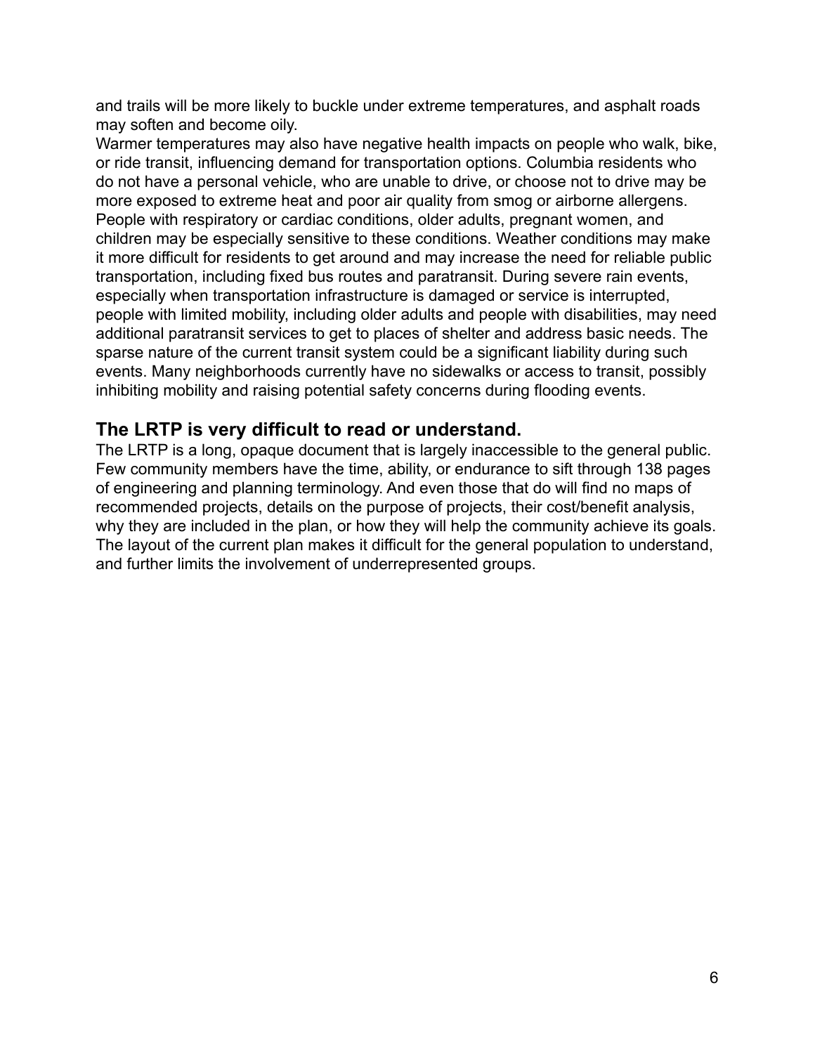and trails will be more likely to buckle under extreme temperatures, and asphalt roads may soften and become oily.

Warmer temperatures may also have negative health impacts on people who walk, bike, or ride transit, influencing demand for transportation options. Columbia residents who do not have a personal vehicle, who are unable to drive, or choose not to drive may be more exposed to extreme heat and poor air quality from smog or airborne allergens. People with respiratory or cardiac conditions, older adults, pregnant women, and children may be especially sensitive to these conditions. Weather conditions may make it more difficult for residents to get around and may increase the need for reliable public transportation, including fixed bus routes and paratransit. During severe rain events, especially when transportation infrastructure is damaged or service is interrupted, people with limited mobility, including older adults and people with disabilities, may need additional paratransit services to get to places of shelter and address basic needs. The sparse nature of the current transit system could be a significant liability during such events. Many neighborhoods currently have no sidewalks or access to transit, possibly inhibiting mobility and raising potential safety concerns during flooding events.

## The LRTP is very difficult to read or understand.

The LRTP is a long, opaque document that is largely inaccessible to the general public. Few community members have the time, ability, or endurance to sift through 138 pages of engineering and planning terminology. And even those that do will find no maps of recommended projects, details on the purpose of projects, their cost/benefit analysis, why they are included in the plan, or how they will help the community achieve its goals. The layout of the current plan makes it difficult for the general population to understand, and further limits the involvement of underrepresented groups.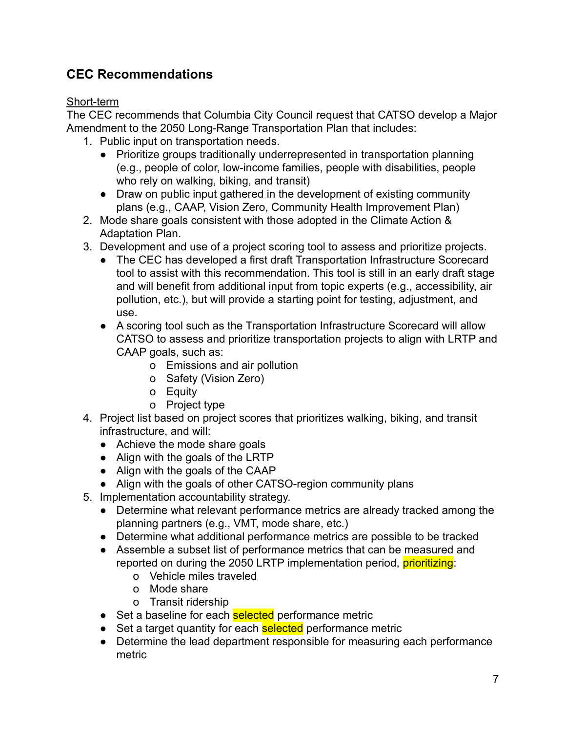## CEC Recommendations

Short-term

The CEC recommends that Columbia City Council request that CATSO develop a Major Amendment to the 2050 Long-Range Transportation Plan that includes:

1. Public input on transportation needs.
   - Prioritize groups traditionally underrepresented in transportation planning (e.g., people of color, low-income families, people with disabilities, people who rely on walking, biking, and transit)
   - Draw on public input gathered in the development of existing community plans (e.g., CAAP, Vision Zero, Community Health Improvement Plan)
2. Mode share goals consistent with those adopted in the Climate Action & Adaptation Plan.
3. Development and use of a project scoring tool to assess and prioritize projects.
   - The CEC has developed a first draft Transportation Infrastructure Scorecard tool to assist with this recommendation. This tool is still in an early draft stage and will benefit from additional input from topic experts (e.g., accessibility, air pollution, etc.), but will provide a starting point for testing, adjustment, and use.
   - A scoring tool such as the Transportation Infrastructure Scorecard will allow CATSO to assess and prioritize transportation projects to align with LRTP and CAAP goals, such as:
     - Emissions and air pollution
     - Safety (Vision Zero)
     - Equity
     - Project type
4. Project list based on project scores that prioritizes walking, biking, and transit infrastructure, and will:
   - Achieve the mode share goals
   - Align with the goals of the LRTP
   - Align with the goals of the CAAP
   - Align with the goals of other CATSO-region community plans
5. Implementation accountability strategy.
   - Determine what relevant performance metrics are already tracked among the planning partners (e.g., VMT, mode share, etc.)
   - Determine what additional performance metrics are possible to be tracked
   - Assemble a subset list of performance metrics that can be measured and reported on during the 2050 LRTP implementation period, prioritizing:
     - Vehicle miles traveled
     - Mode share
     - Transit ridership
   - Set a baseline for each selected performance metric
   - Set a target quantity for each selected performance metric
   - Determine the lead department responsible for measuring each performance metric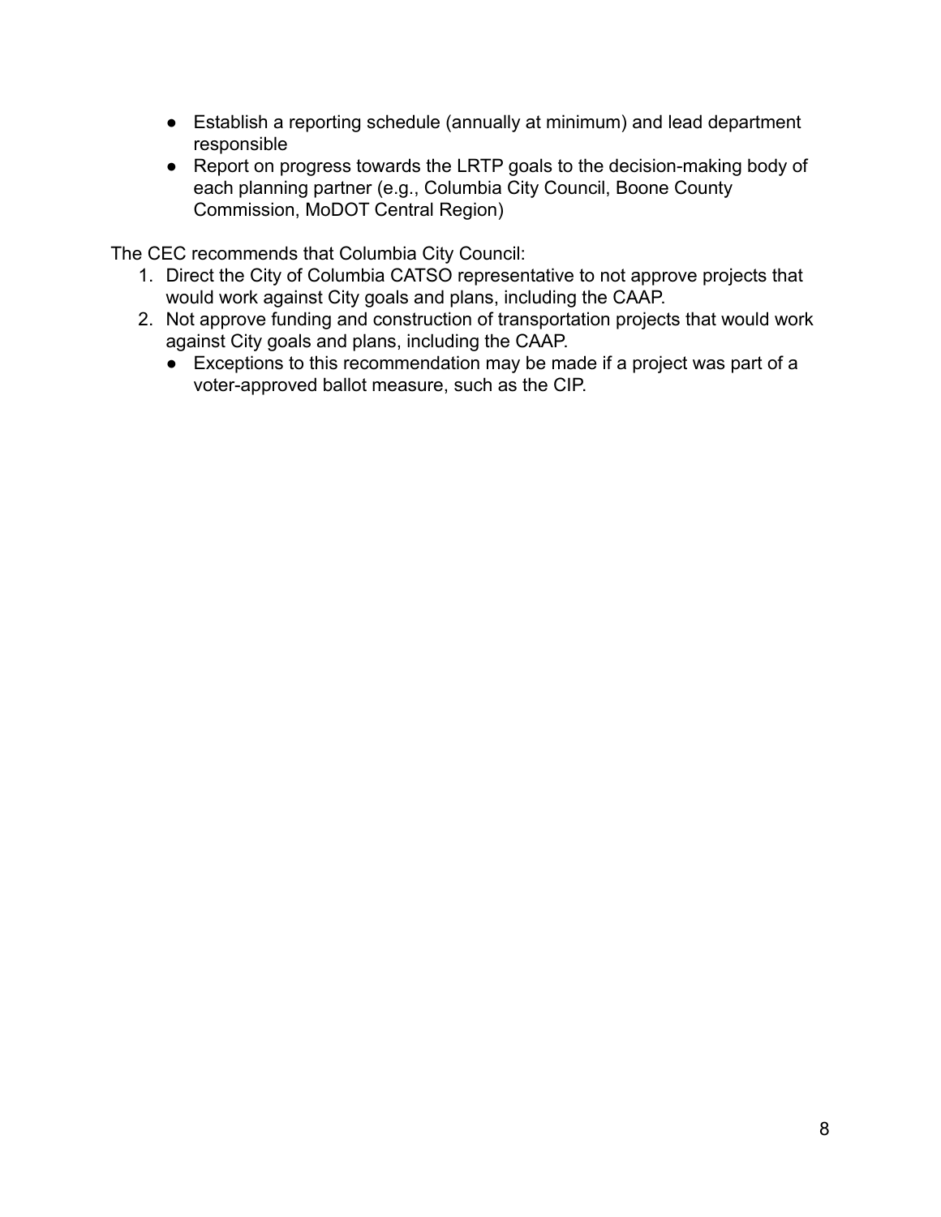- Establish a reporting schedule (annually at minimum) and lead department responsible
- Report on progress towards the LRTP goals to the decision-making body of each planning partner (e.g., Columbia City Council, Boone County Commission, MoDOT Central Region)

The CEC recommends that Columbia City Council:

1. Direct the City of Columbia CATSO representative to not approve projects that would work against City goals and plans, including the CAAP.
2. Not approve funding and construction of transportation projects that would work against City goals and plans, including the CAAP.
   - Exceptions to this recommendation may be made if a project was part of a voter-approved ballot measure, such as the CIP.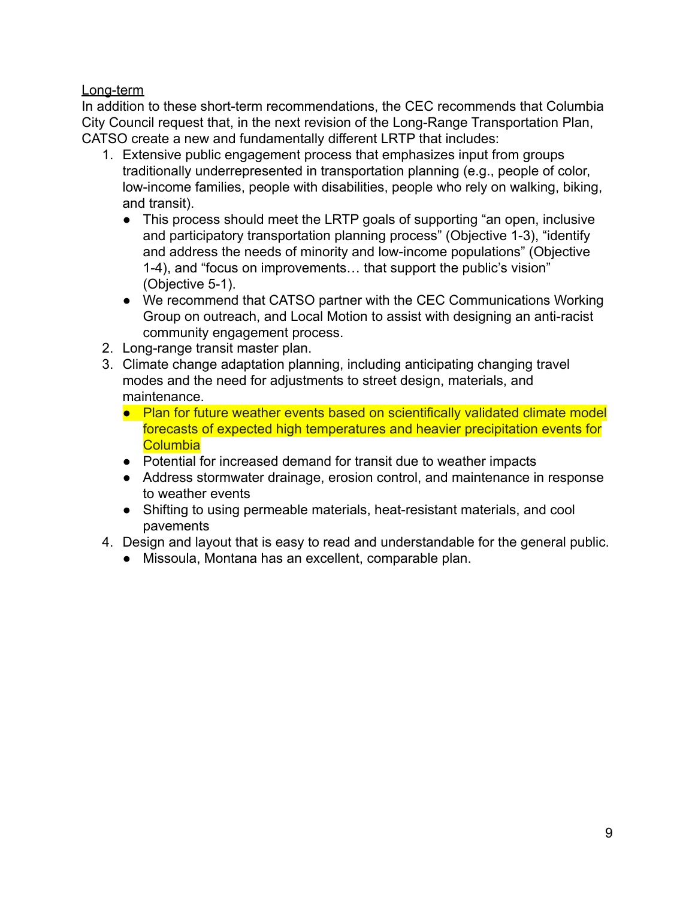<u>Long-term</u>

In addition to these short-term recommendations, the CEC recommends that Columbia City Council request that, in the next revision of the Long-Range Transportation Plan, CATSO create a new and fundamentally different LRTP that includes:

1. Extensive public engagement process that emphasizes input from groups traditionally underrepresented in transportation planning (e.g., people of color, low-income families, people with disabilities, people who rely on walking, biking, and transit).
   - This process should meet the LRTP goals of supporting "an open, inclusive and participatory transportation planning process" (Objective 1-3), "identify and address the needs of minority and low-income populations" (Objective 1-4), and "focus on improvements… that support the public's vision" (Objective 5-1).
   - We recommend that CATSO partner with the CEC Communications Working Group on outreach, and Local Motion to assist with designing an anti-racist community engagement process.
2. Long-range transit master plan.
3. Climate change adaptation planning, including anticipating changing travel modes and the need for adjustments to street design, materials, and maintenance.
   - Plan for future weather events based on scientifically validated climate model forecasts of expected high temperatures and heavier precipitation events for Columbia
   - Potential for increased demand for transit due to weather impacts
   - Address stormwater drainage, erosion control, and maintenance in response to weather events
   - Shifting to using permeable materials, heat-resistant materials, and cool pavements
4. Design and layout that is easy to read and understandable for the general public.
   - Missoula, Montana has an excellent, comparable plan.